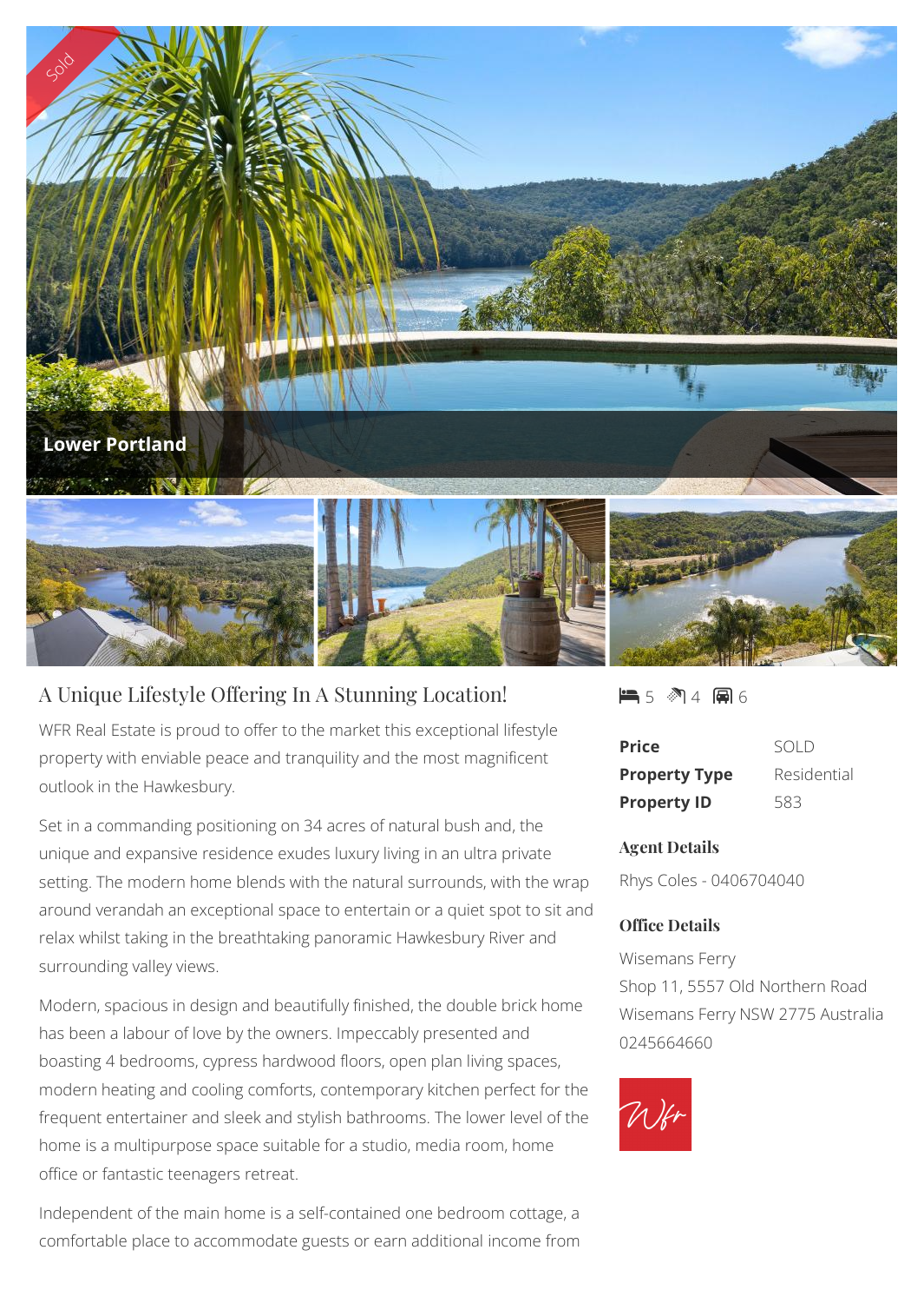Sold

Lower Portland

# A Unique Lifestyle Offering In A Stunning Location!

WFR Real Estate is proud to offer to the market this exceptional lifestyle property with enviable peace and tranquility and the most magnificent outlook in the Hawkesbury.

Set in a commanding positioning on 34 acres of natural bush and, the unique and expansive residence exudes luxury living in an ultra private setting. The modern home blends with the natural surrounds, with the wrap around verandah an exceptional space to entertain or a quiet spot to sit and relax whilst taking in the breathtaking panoramic Hawkesbury River and surrounding valley views.

Modern, spacious in design and beautifully finished, the double brick home has been a labour of love by the owners. Impeccably presented and boasting 4 bedrooms, cypress hardwood floors, open plan living spaces, modern heating and cooling comforts, contemporary kitchen perfect for the frequent entertainer and sleek and stylish bathrooms. The lower level of the home is a multipurpose space suitable for a studio, media room, home office or fantastic teenagers retreat.

Independent of the main home is a self-contained one bedroom cottage, a comfortable place to accommodate guests or earn additional income from

5 4 6

| | |
|---|---|
| **Price** | SOLD |
| **Property Type** | Residential |
| **Property ID** | 583 |

### Agent Details

Rhys Coles - 0406704040

### Office Details

Wisemans Ferry
Shop 11, 5557 Old Northern Road
Wisemans Ferry NSW 2775 Australia
0245664660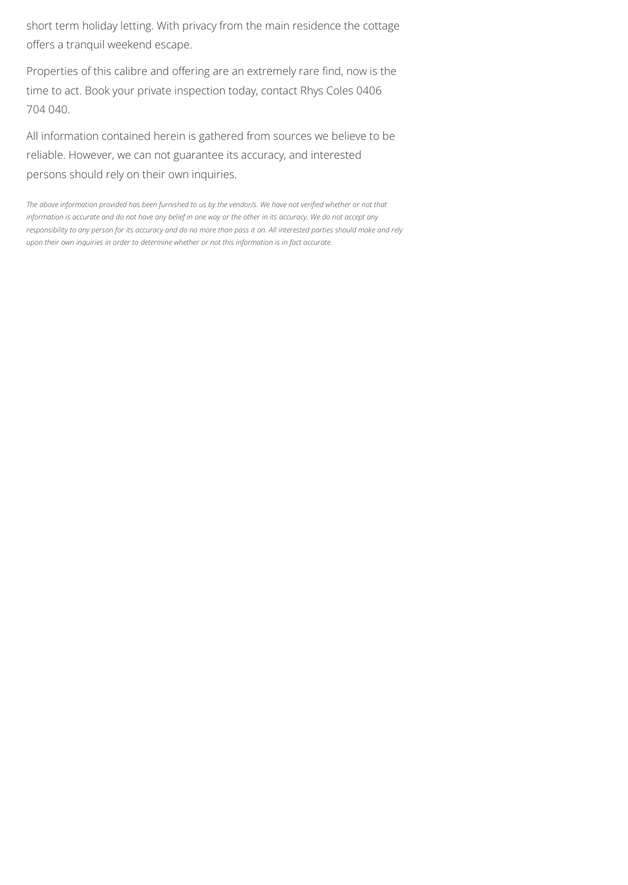short term holiday letting. With privacy from the main residence the cottage offers a tranquil weekend escape.

Properties of this calibre and offering are an extremely rare find, now is the time to act. Book your private inspection today, contact Rhys Coles 0406 704 040.

All information contained herein is gathered from sources we believe to be reliable. However, we can not guarantee its accuracy, and interested persons should rely on their own inquiries.

*The above information provided has been furnished to us by the vendor/s. We have not verified whether or not that information is accurate and do not have any belief in one way or the other in its accuracy. We do not accept any responsibility to any person for its accuracy and do no more than pass it on. All interested parties should make and rely upon their own inquiries in order to determine whether or not this information is in fact accurate.*